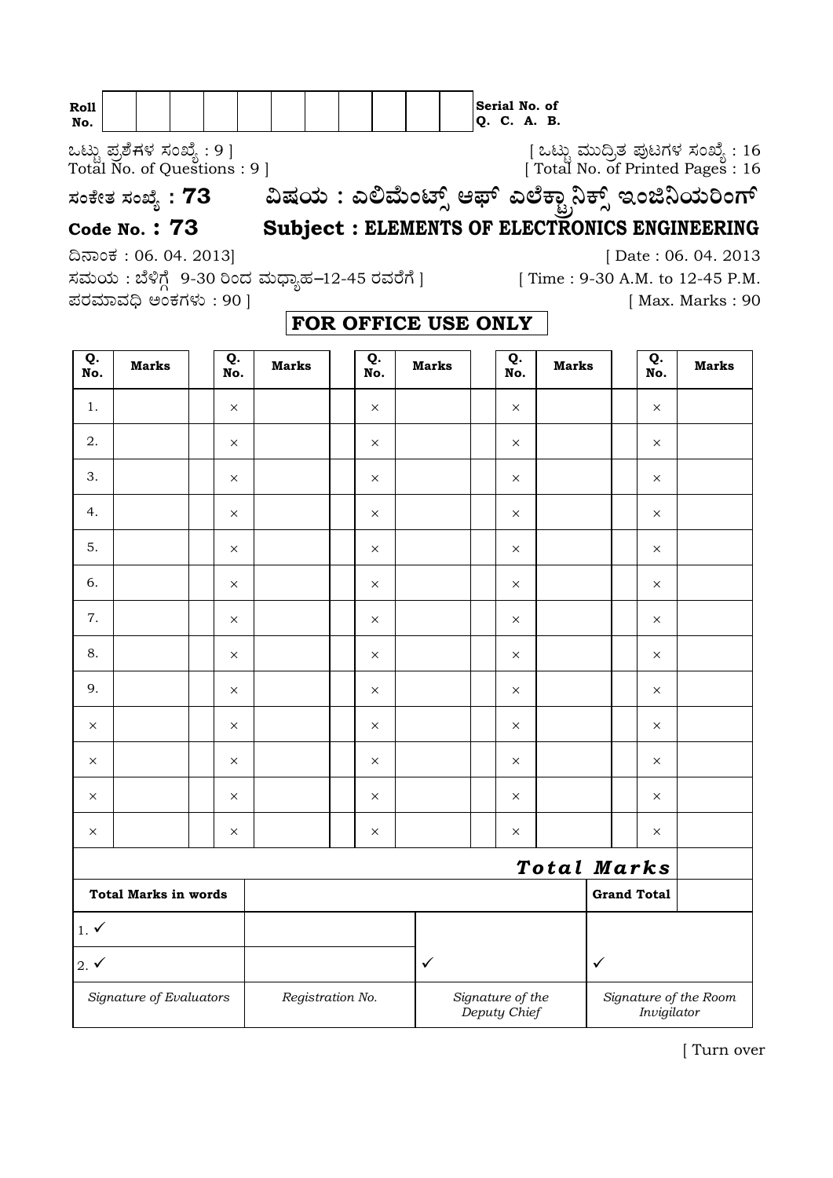| Roll No. | | | | | | | | | | | | Serial No. of Q. C. A. B. |
|---|---|---|---|---|---|---|---|---|---|---|---|---|

ಒಟ್ಟು ಪ್ರಶ್ನೆಗಳ ಸಂಖ್ಯೆ : 9 ]
Total No. of Questions : 9 ]

[ ಒಟ್ಟು ಮುದ್ರಿತ ಪುಟಗಳ ಸಂಖ್ಯೆ : 16
[ Total No. of Printed Pages : 16

# ಸಂಕೇತ ಸಂಖ್ಯೆ : 73 ವಿಷಯ : ಎಲಿಮೆಂಟ್ಸ್ ಆಫ್ ಎಲೆಕ್ಟ್ರಾನಿಕ್ಸ್ ಇಂಜಿನಿಯರಿಂಗ್

# Code No. : 73 Subject : ELEMENTS OF ELECTRONICS ENGINEERING

ದಿನಾಂಕ : 06. 04. 2013]
[ Date : 06. 04. 2013

ಸಮಯ : ಬೆಳಿಗ್ಗೆ 9-30 ರಿಂದ ಮಧ್ಯಾಹ್ನ–12-45 ರವರೆಗೆ ]
[ Time : 9-30 A.M. to 12-45 P.M.

ಪರಮಾವಧಿ ಅಂಕಗಳು : 90 ]
[ Max. Marks : 90

**FOR OFFICE USE ONLY**

| Q. No. | Marks | Q. No. | Marks | Q. No. | Marks | Q. No. | Marks | Q. No. | Marks |
|---|---|---|---|---|---|---|---|---|---|
| 1. | | × | | × | | × | | × | |
| 2. | | × | | × | | × | | × | |
| 3. | | × | | × | | × | | × | |
| 4. | | × | | × | | × | | × | |
| 5. | | × | | × | | × | | × | |
| 6. | | × | | × | | × | | × | |
| 7. | | × | | × | | × | | × | |
| 8. | | × | | × | | × | | × | |
| 9. | | × | | × | | × | | × | |
| × | | × | | × | | × | | × | |
| × | | × | | × | | × | | × | |
| × | | × | | × | | × | | × | |
| × | | × | | × | | × | | × | |

| | | | **Total Marks** | |
|---|---|---|---|---|
| **Total Marks in words** | | | **Grand Total** | |
| 1. ✓ | | | | |
| 2. ✓ | | ✓ | ✓ | |
| *Signature of Evaluators* | *Registration No.* | *Signature of the Deputy Chief* | *Signature of the Room Invigilator* | |

[ Turn over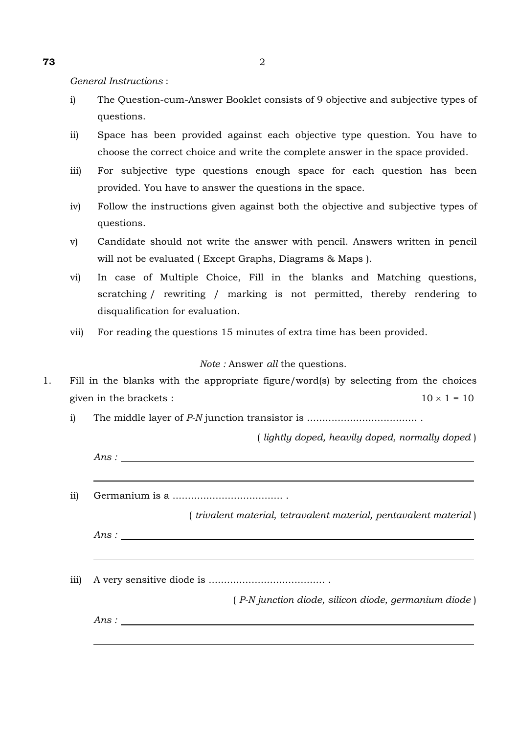*General Instructions* :

i) The Question-cum-Answer Booklet consists of 9 objective and subjective types of questions.

ii) Space has been provided against each objective type question. You have to choose the correct choice and write the complete answer in the space provided.

iii) For subjective type questions enough space for each question has been provided. You have to answer the questions in the space.

iv) Follow the instructions given against both the objective and subjective types of questions.

v) Candidate should not write the answer with pencil. Answers written in pencil will not be evaluated ( Except Graphs, Diagrams & Maps ).

vi) In case of Multiple Choice, Fill in the blanks and Matching questions, scratching / rewriting / marking is not permitted, thereby rendering to disqualification for evaluation.

vii) For reading the questions 15 minutes of extra time has been provided.

*Note :* Answer *all* the questions.

1. Fill in the blanks with the appropriate figure/word(s) by selecting from the choices given in the brackets : $10 \times 1 = 10$

   i) The middle layer of *P-N* junction transistor is .................................... .

   ( *lightly doped, heavily doped, normally doped* )

   *Ans :* ______________________________

   ii) Germanium is a .................................... .

   ( *trivalent material, tetravalent material, pentavalent material* )

   *Ans :* ______________________________

   iii) A very sensitive diode is ...................................... .

   ( *P-N junction diode, silicon diode, germanium diode* )

   *Ans :* ______________________________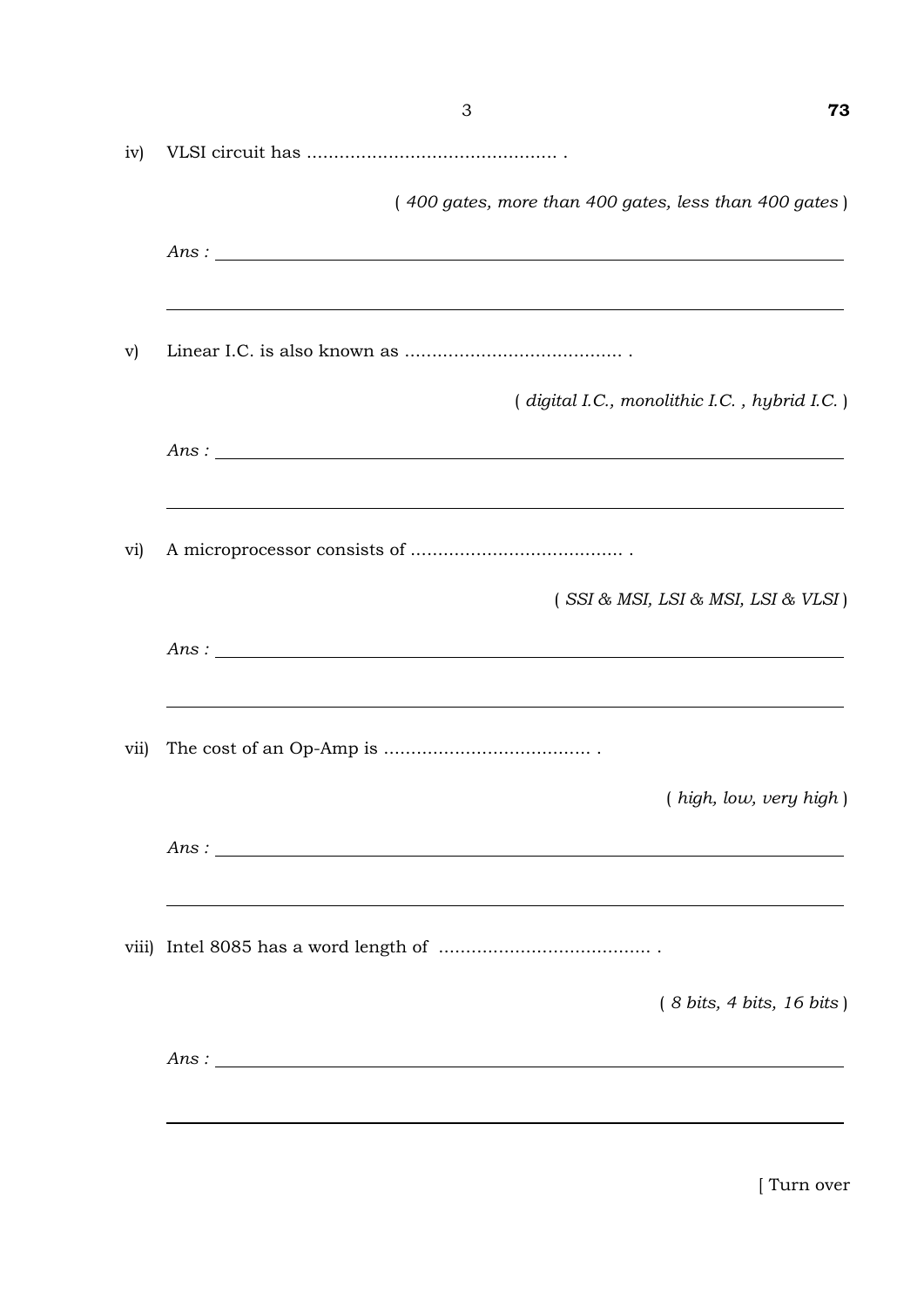iv) VLSI circuit has ............................................ .

( *400 gates, more than 400 gates, less than 400 gates* )

*Ans :* ______________________________________________

______________________________________________

v) Linear I.C. is also known as ....................................... .

( *digital I.C., monolithic I.C. , hybrid I.C.* )

*Ans :* ______________________________________________

______________________________________________

vi) A microprocessor consists of ...................................... .

( *SSI & MSI, LSI & MSI, LSI & VLSI* )

*Ans :* ______________________________________________

______________________________________________

vii) The cost of an Op-Amp is ..................................... .

( *high, low, very high* )

*Ans :* ______________________________________________

______________________________________________

viii) Intel 8085 has a word length of ...................................... .

( *8 bits, 4 bits, 16 bits* )

*Ans :* ______________________________________________

______________________________________________

[ Turn over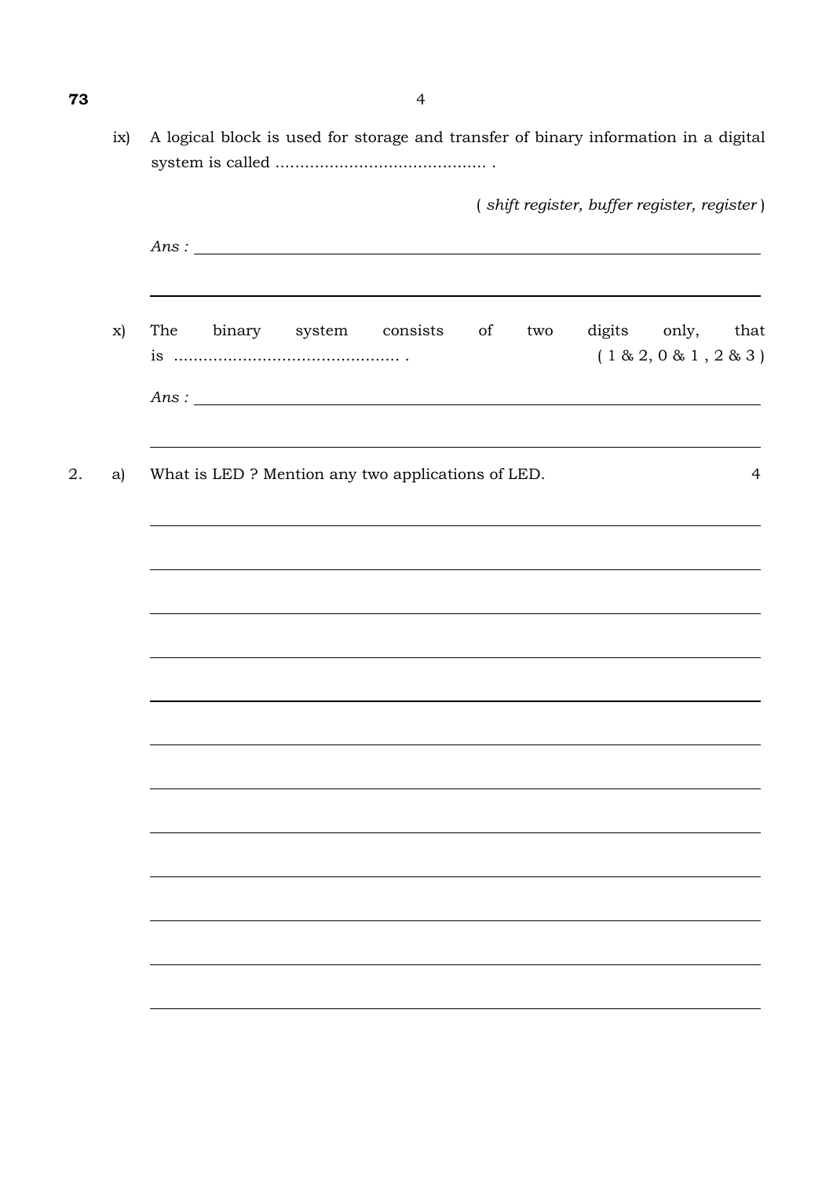ix) A logical block is used for storage and transfer of binary information in a digital system is called ........................................... .

( *shift register, buffer register, register* )

*Ans :*

x) The binary system consists of two digits only, that is ............................................. . ( 1 & 2, 0 & 1 , 2 & 3 )

*Ans :*

2. a) What is LED ? Mention any two applications of LED. 4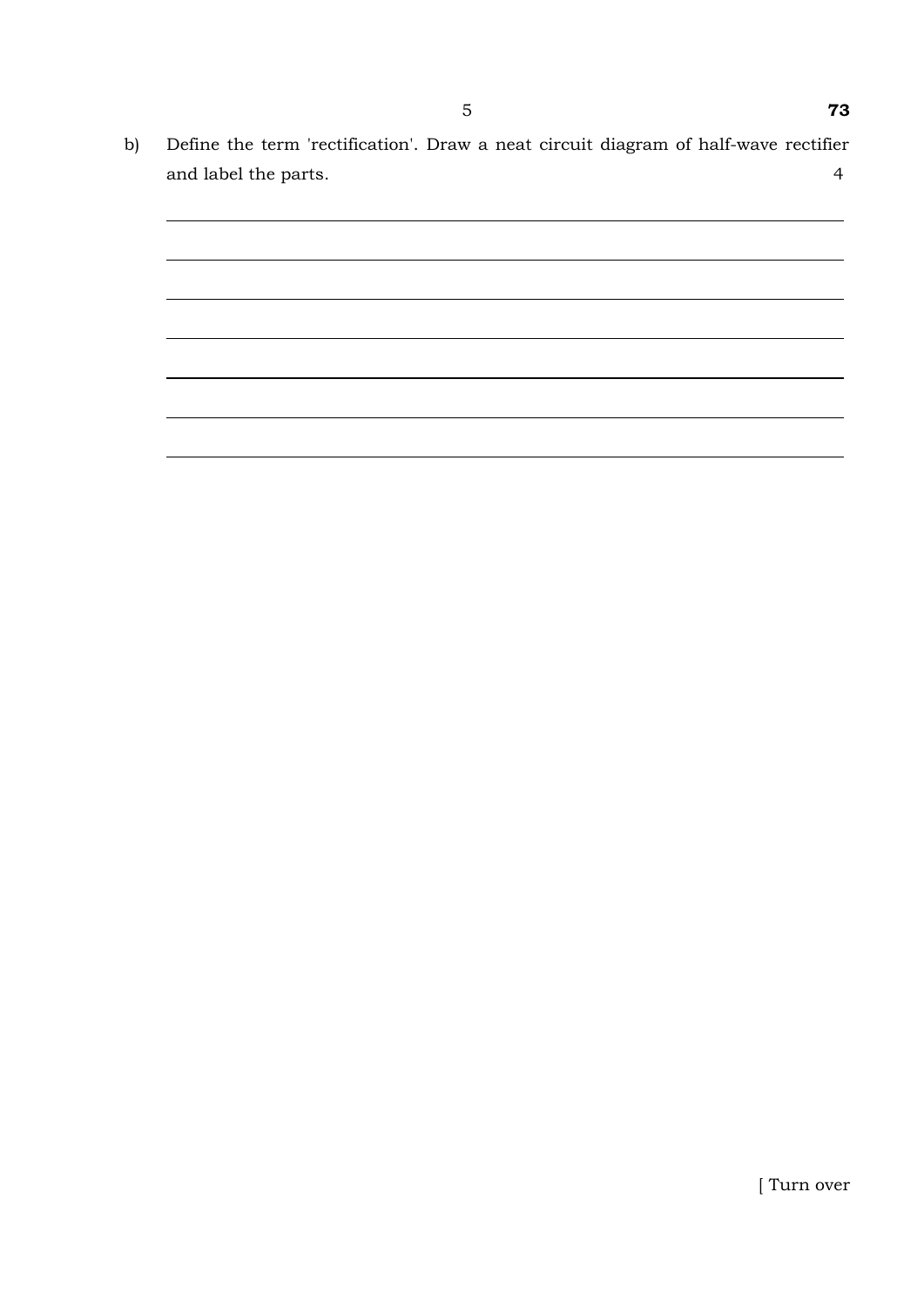b) Define the term 'rectification'. Draw a neat circuit diagram of half-wave rectifier and label the parts. 4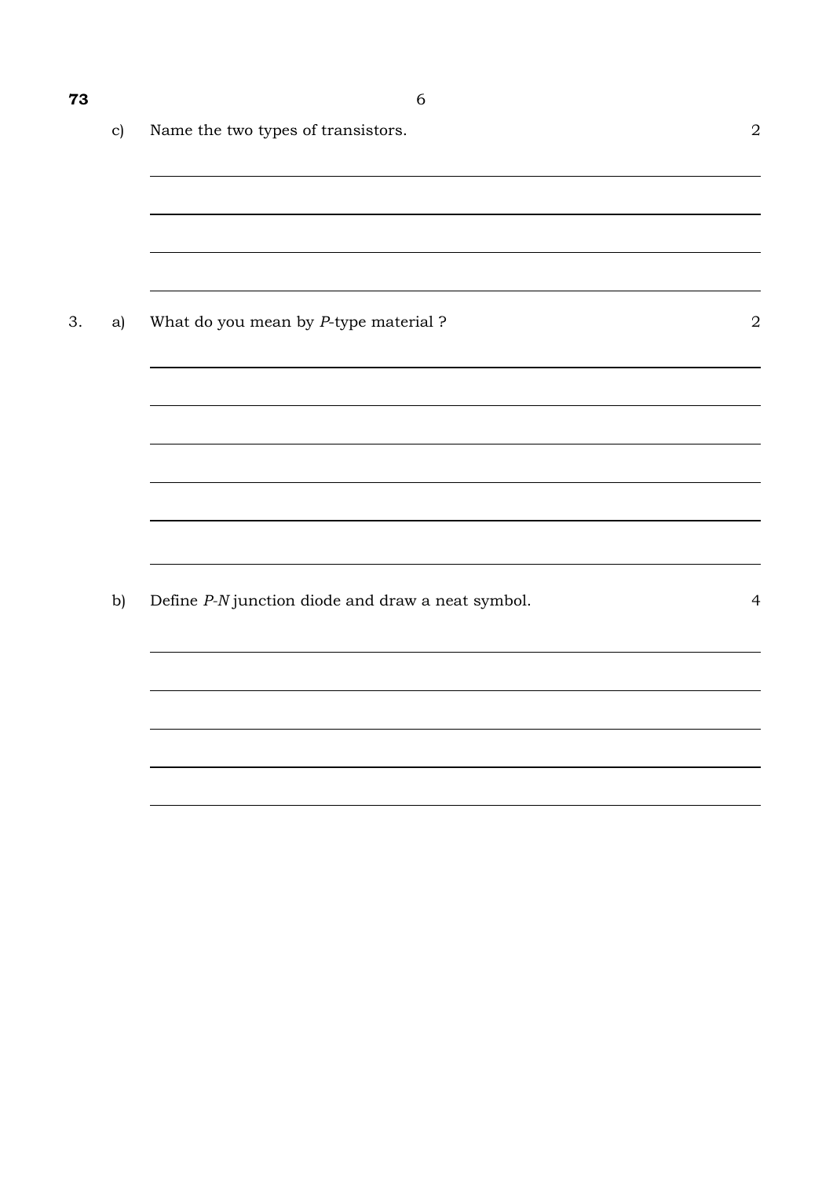c) Name the two types of transistors. 2

3. a) What do you mean by *P*-type material ? 2

b) Define *P-N* junction diode and draw a neat symbol. 4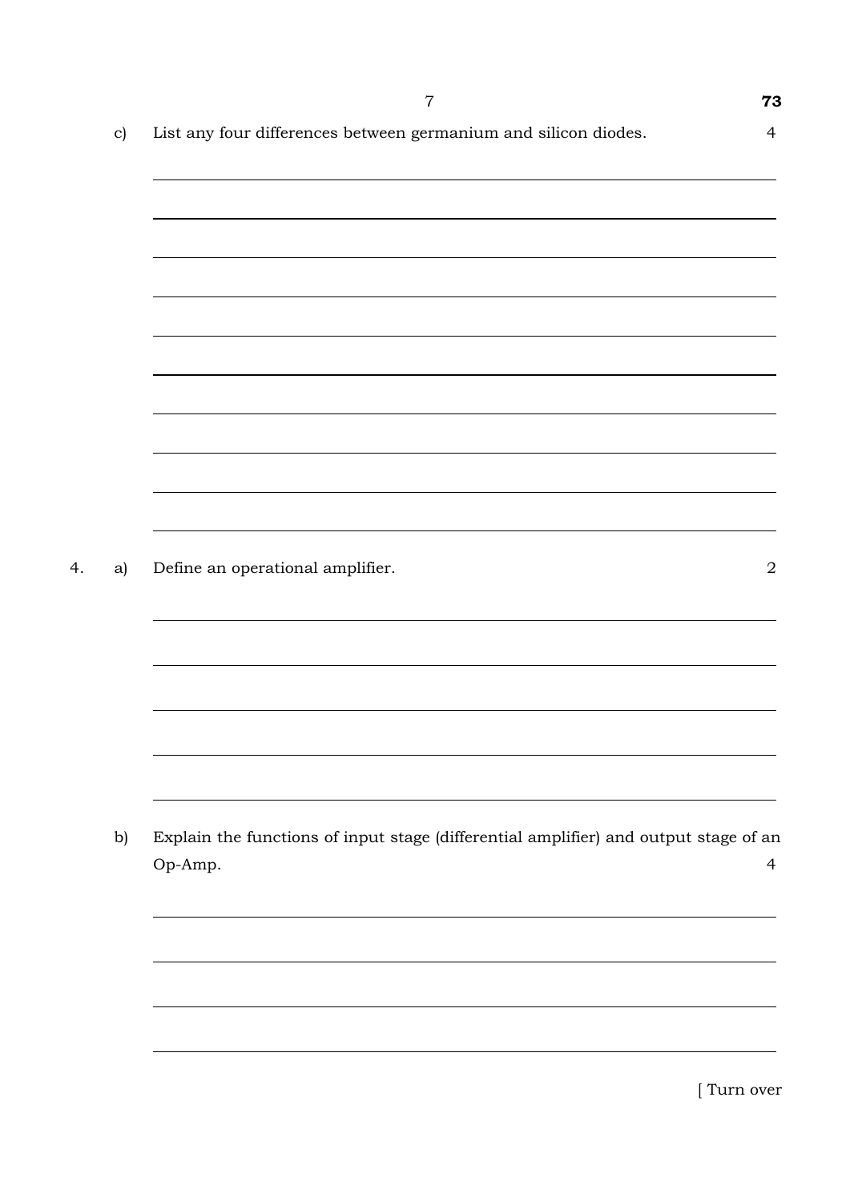c) List any four differences between germanium and silicon diodes. 4

4. a) Define an operational amplifier. 2

b) Explain the functions of input stage (differential amplifier) and output stage of an Op-Amp. 4

[ Turn over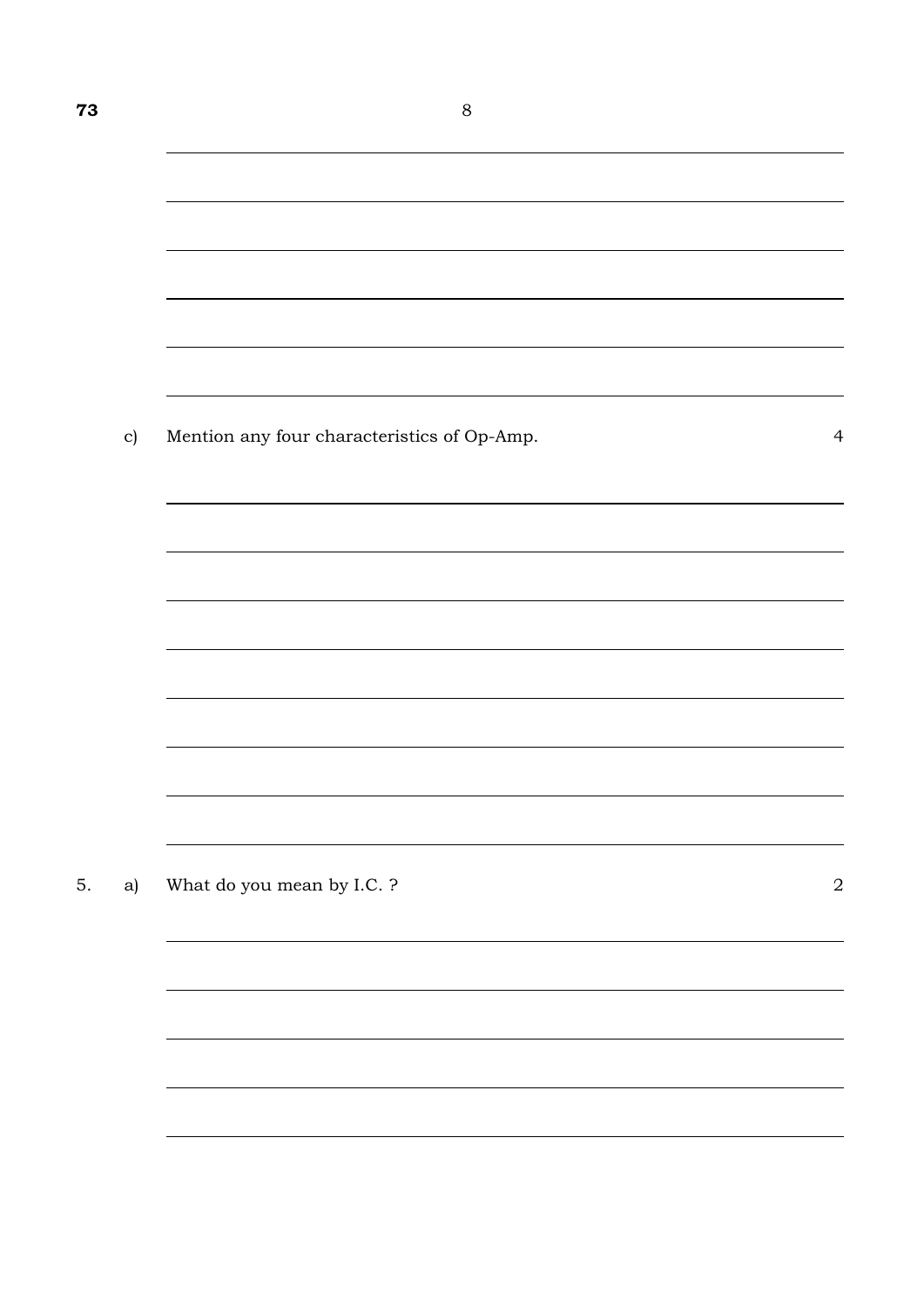c) Mention any four characteristics of Op-Amp. 4

5. a) What do you mean by I.C. ? 2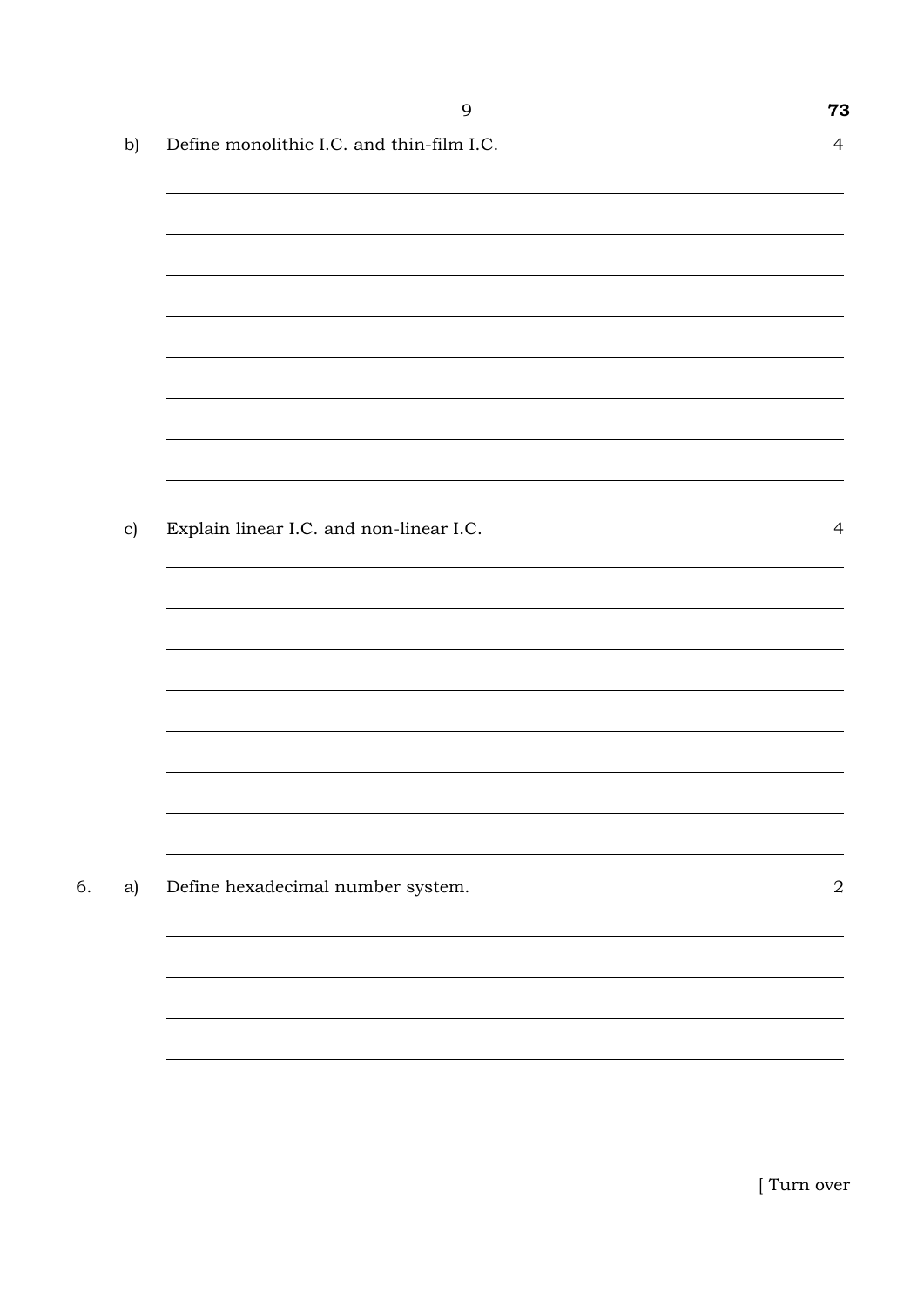b) Define monolithic I.C. and thin-film I.C. 4

c) Explain linear I.C. and non-linear I.C. 4

6. a) Define hexadecimal number system. 2

[ Turn over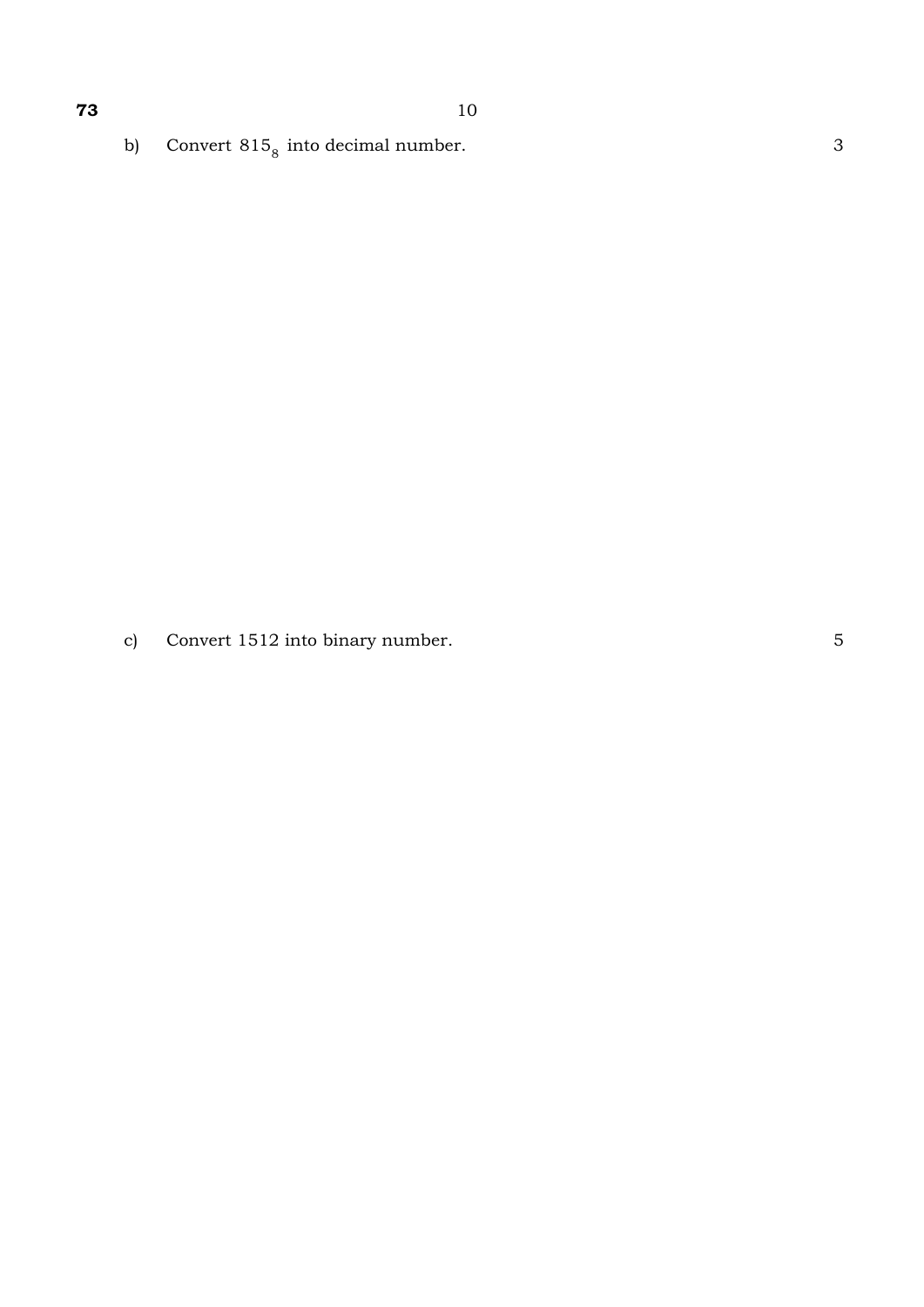b) Convert $815_8$ into decimal number. 3

c) Convert 1512 into binary number. 5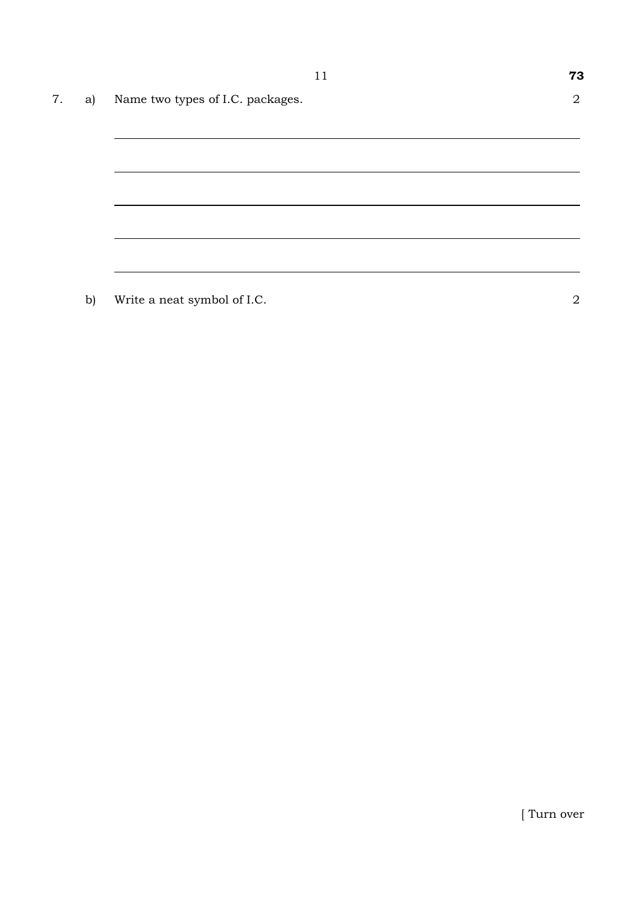7. a) Name two types of I.C. packages. 2

b) Write a neat symbol of I.C. 2

[ Turn over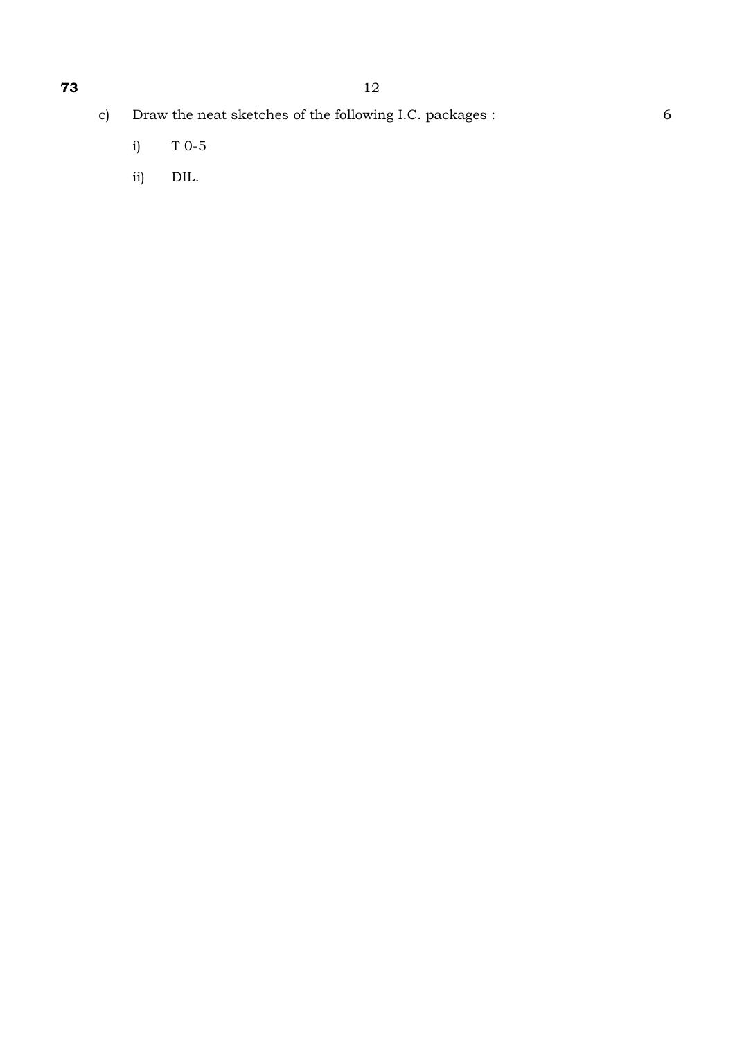c) Draw the neat sketches of the following I.C. packages : 6

i) T 0-5

ii) DIL.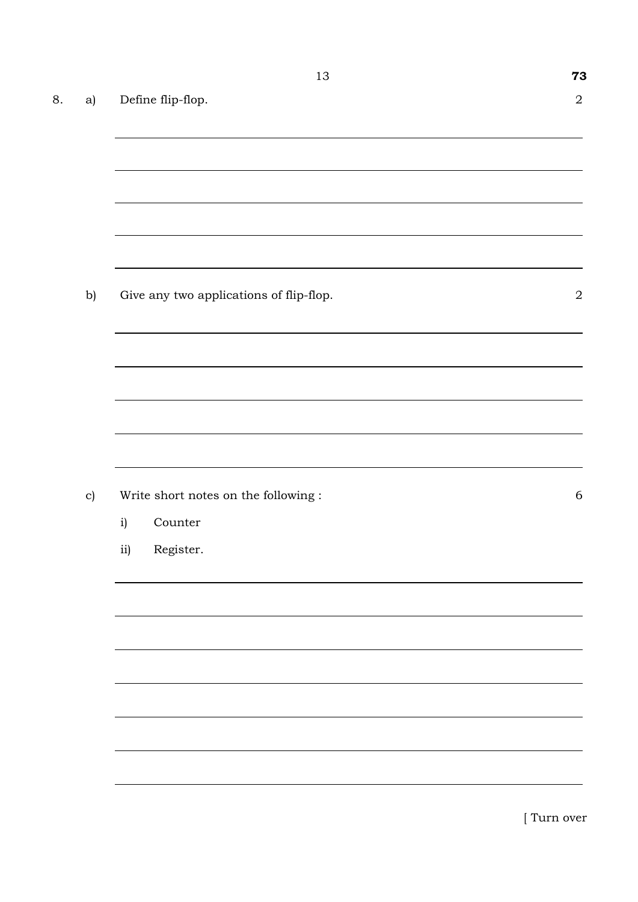8\. a) Define flip-flop. 2

b) Give any two applications of flip-flop. 2

c) Write short notes on the following : 6

i) Counter

ii) Register.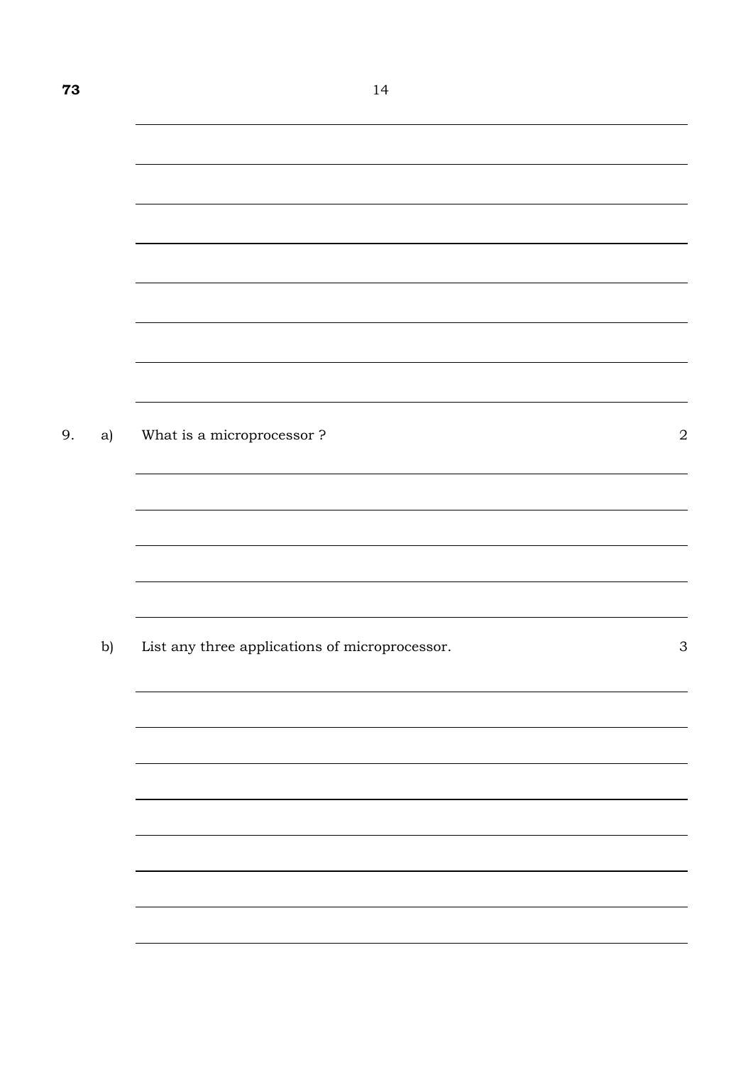9. a) What is a microprocessor ? 2

b) List any three applications of microprocessor. 3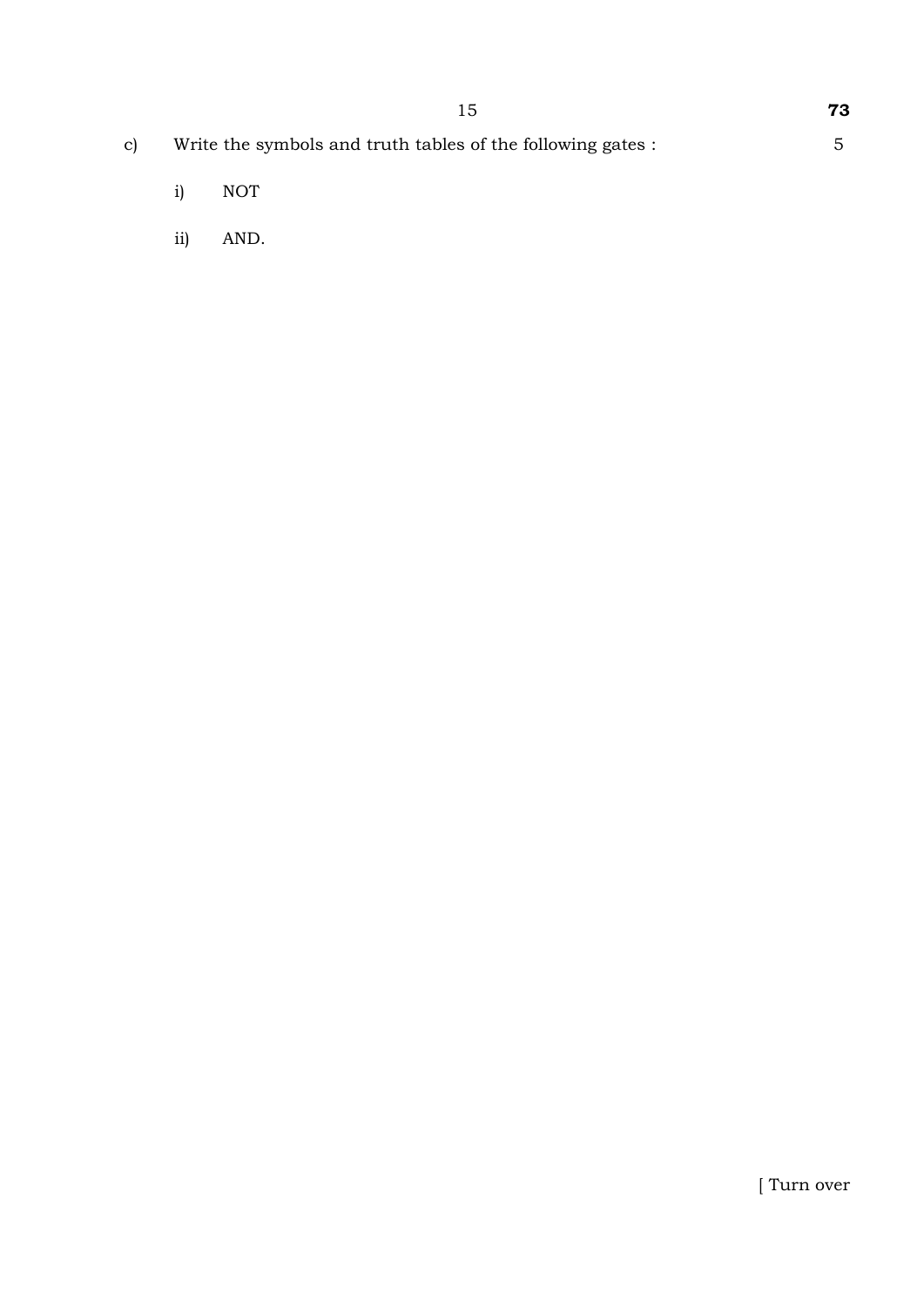c) Write the symbols and truth tables of the following gates : 5

i) NOT

ii) AND.

[ Turn over